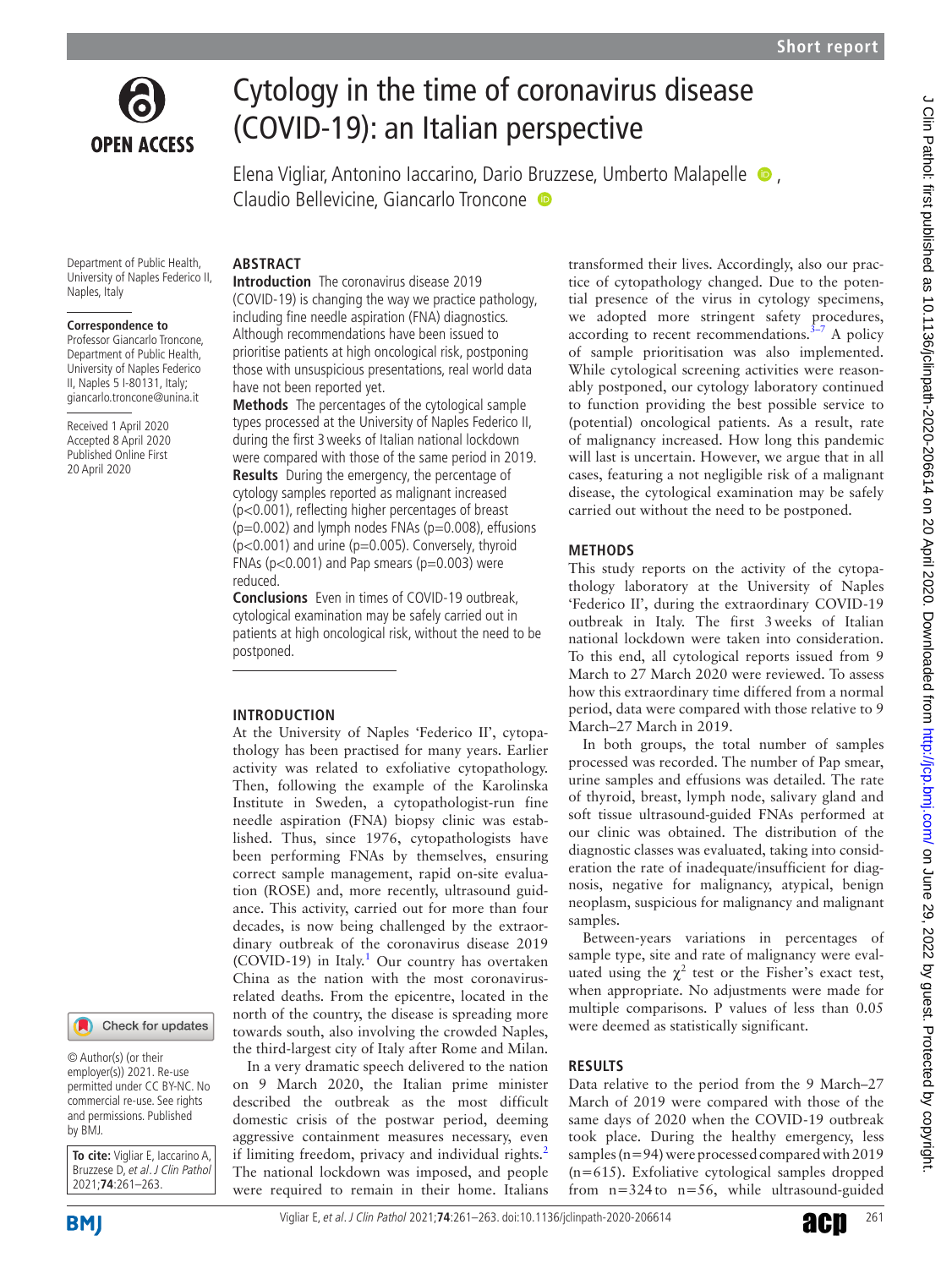# Cytology in the time of coronavirus disease (COVID-19): an Italian perspective

Elena Vigliar, Antonino Iaccarino, Dario Bruzzese, Umberto Malapelle, Claudio Bellevicine, Giancarlo Troncone

Department of Public Health, University of Naples Federico II, Naples, Italy

**Correspondence to**
Professor Giancarlo Troncone, Department of Public Health, University of Naples Federico II, Naples 5 I-80131, Italy; giancarlo.troncone@unina.it

Received 1 April 2020
Accepted 8 April 2020
Published Online First 20 April 2020

© Author(s) (or their employer(s)) 2021. Re-use permitted under CC BY-NC. No commercial re-use. See rights and permissions. Published by BMJ.

**To cite:** Vigliar E, Iaccarino A, Bruzzese D, et al. *J Clin Pathol* 2021;**74**:261–263.

## ABSTRACT

**Introduction** The coronavirus disease 2019 (COVID-19) is changing the way we practice pathology, including fine needle aspiration (FNA) diagnostics. Although recommendations have been issued to prioritise patients at high oncological risk, postponing those with unsuspicious presentations, real world data have not been reported yet.

**Methods** The percentages of the cytological sample types processed at the University of Naples Federico II, during the first 3 weeks of Italian national lockdown were compared with those of the same period in 2019.

**Results** During the emergency, the percentage of cytology samples reported as malignant increased ($p<0.001$), reflecting higher percentages of breast ($p=0.002$) and lymph nodes FNAs ($p=0.008$), effusions ($p<0.001$) and urine ($p=0.005$). Conversely, thyroid FNAs ($p<0.001$) and Pap smears ($p=0.003$) were reduced.

**Conclusions** Even in times of COVID-19 outbreak, cytological examination may be safely carried out in patients at high oncological risk, without the need to be postponed.

## INTRODUCTION

At the University of Naples 'Federico II', cytopathology has been practised for many years. Earlier activity was related to exfoliative cytopathology. Then, following the example of the Karolinska Institute in Sweden, a cytopathologist-run fine needle aspiration (FNA) biopsy clinic was established. Thus, since 1976, cytopathologists have been performing FNAs by themselves, ensuring correct sample management, rapid on-site evaluation (ROSE) and, more recently, ultrasound guidance. This activity, carried out for more than four decades, is now being challenged by the extraordinary outbreak of the coronavirus disease 2019 (COVID-19) in Italy.[1] Our country has overtaken China as the nation with the most coronavirus-related deaths. From the epicentre, located in the north of the country, the disease is spreading more towards south, also involving the crowded Naples, the third-largest city of Italy after Rome and Milan.

In a very dramatic speech delivered to the nation on 9 March 2020, the Italian prime minister described the outbreak as the most difficult domestic crisis of the postwar period, deeming aggressive containment measures necessary, even if limiting freedom, privacy and individual rights.[2] The national lockdown was imposed, and people were required to remain in their home. Italians transformed their lives. Accordingly, also our practice of cytopathology changed. Due to the potential presence of the virus in cytology specimens, we adopted more stringent safety procedures, according to recent recommendations.[3–7] A policy of sample prioritisation was also implemented. While cytological screening activities were reasonably postponed, our cytology laboratory continued to function providing the best possible service to (potential) oncological patients. As a result, rate of malignancy increased. How long this pandemic will last is uncertain. However, we argue that in all cases, featuring a not negligible risk of a malignant disease, the cytological examination may be safely carried out without the need to be postponed.

## METHODS

This study reports on the activity of the cytopathology laboratory at the University of Naples 'Federico II', during the extraordinary COVID-19 outbreak in Italy. The first 3 weeks of Italian national lockdown were taken into consideration. To this end, all cytological reports issued from 9 March to 27 March 2020 were reviewed. To assess how this extraordinary time differed from a normal period, data were compared with those relative to 9 March–27 March in 2019.

In both groups, the total number of samples processed was recorded. The number of Pap smear, urine samples and effusions was detailed. The rate of thyroid, breast, lymph node, salivary gland and soft tissue ultrasound-guided FNAs performed at our clinic was obtained. The distribution of the diagnostic classes was evaluated, taking into consideration the rate of inadequate/insufficient for diagnosis, negative for malignancy, atypical, benign neoplasm, suspicious for malignancy and malignant samples.

Between-years variations in percentages of sample type, site and rate of malignancy were evaluated using the $\chi^2$ test or the Fisher's exact test, when appropriate. No adjustments were made for multiple comparisons. P values of less than 0.05 were deemed as statistically significant.

## RESULTS

Data relative to the period from the 9 March–27 March of 2019 were compared with those of the same days of 2020 when the COVID-19 outbreak took place. During the healthy emergency, less samples ($n=94$) were processed compared with 2019 ($n=615$). Exfoliative cytological samples dropped from $n=324$ to $n=56$, while ultrasound-guided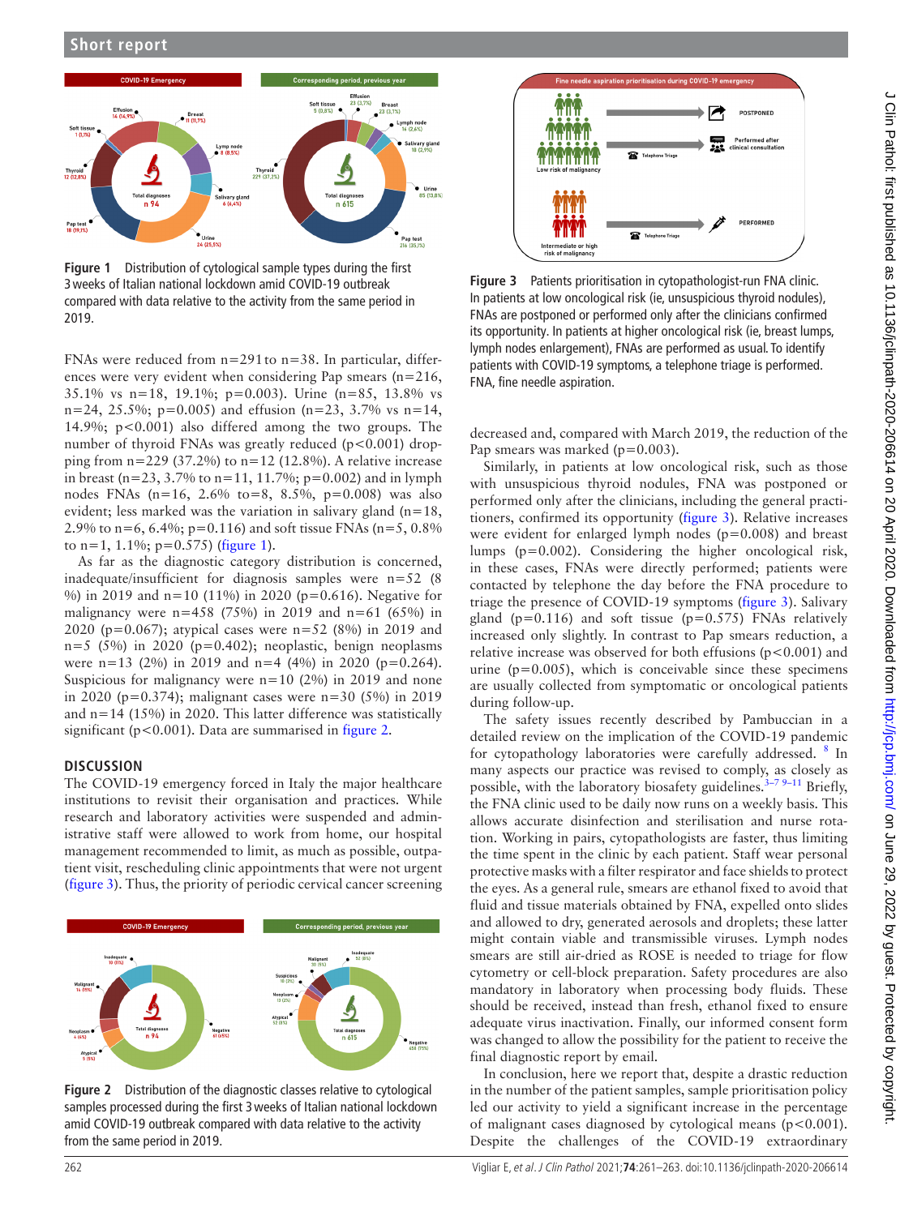Figure 1 Distribution of cytological sample types during the first 3 weeks of Italian national lockdown amid COVID-19 outbreak compared with data relative to the activity from the same period in 2019.

FNAs were reduced from n=291 to n=38. In particular, differences were very evident when considering Pap smears (n=216, 35.1% vs n=18, 19.1%; p=0.003). Urine (n=85, 13.8% vs n=24, 25.5%; p=0.005) and effusion (n=23, 3.7% vs n=14, 14.9%; p<0.001) also differed among the two groups. The number of thyroid FNAs was greatly reduced (p<0.001) dropping from n=229 (37.2%) to n=12 (12.8%). A relative increase in breast (n=23, 3.7% to n=11, 11.7%; p=0.002) and in lymph nodes FNAs (n=16, 2.6% to=8, 8.5%, p=0.008) was also evident; less marked was the variation in salivary gland (n=18, 2.9% to n=6, 6.4%; p=0.116) and soft tissue FNAs (n=5, 0.8% to n=1, 1.1%; p=0.575) (figure 1).

As far as the diagnostic category distribution is concerned, inadequate/insufficient for diagnosis samples were n=52 (8 %) in 2019 and n=10 (11%) in 2020 (p=0.616). Negative for malignancy were n=458 (75%) in 2019 and n=61 (65%) in 2020 (p=0.067); atypical cases were n=52 (8%) in 2019 and n=5 (5%) in 2020 (p=0.402); neoplastic, benign neoplasms were n=13 (2%) in 2019 and n=4 (4%) in 2020 (p=0.264). Suspicious for malignancy were n=10 (2%) in 2019 and none in 2020 (p=0.374); malignant cases were n=30 (5%) in 2019 and n=14 (15%) in 2020. This latter difference was statistically significant (p<0.001). Data are summarised in figure 2.

## DISCUSSION

The COVID-19 emergency forced in Italy the major healthcare institutions to revisit their organisation and practices. While research and laboratory activities were suspended and administrative staff were allowed to work from home, our hospital management recommended to limit, as much as possible, outpatient visit, rescheduling clinic appointments that were not urgent (figure 3). Thus, the priority of periodic cervical cancer screening decreased and, compared with March 2019, the reduction of the Pap smears was marked (p=0.003).

Figure 2 Distribution of the diagnostic classes relative to cytological samples processed during the first 3 weeks of Italian national lockdown amid COVID-19 outbreak compared with data relative to the activity from the same period in 2019.

Figure 3 Patients prioritisation in cytopathologist-run FNA clinic. In patients at low oncological risk (ie, unsuspicious thyroid nodules), FNAs are postponed or performed only after the clinicians confirmed its opportunity. In patients at higher oncological risk (ie, breast lumps, lymph nodes enlargement), FNAs are performed as usual. To identify patients with COVID-19 symptoms, a telephone triage is performed. FNA, fine needle aspiration.

Similarly, in patients at low oncological risk, such as those with unsuspicious thyroid nodules, FNA was postponed or performed only after the clinicians, including the general practitioners, confirmed its opportunity (figure 3). Relative increases were evident for enlarged lymph nodes (p=0.008) and breast lumps (p=0.002). Considering the higher oncological risk, in these cases, FNAs were directly performed; patients were contacted by telephone the day before the FNA procedure to triage the presence of COVID-19 symptoms (figure 3). Salivary gland (p=0.116) and soft tissue (p=0.575) FNAs relatively increased only slightly. In contrast to Pap smears reduction, a relative increase was observed for both effusions (p<0.001) and urine (p=0.005), which is conceivable since these specimens are usually collected from symptomatic or oncological patients during follow-up.

The safety issues recently described by Pambuccian in a detailed review on the implication of the COVID-19 pandemic for cytopathology laboratories were carefully addressed.[8] In many aspects our practice was revised to comply, as closely as possible, with the laboratory biosafety guidelines.[3–7 9–11] Briefly, the FNA clinic used to be daily now runs on a weekly basis. This allows accurate disinfection and sterilisation and nurse rotation. Working in pairs, cytopathologists are faster, thus limiting the time spent in the clinic by each patient. Staff wear personal protective masks with a filter respirator and face shields to protect the eyes. As a general rule, smears are ethanol fixed to avoid that fluid and tissue materials obtained by FNA, expelled onto slides and allowed to dry, generated aerosols and droplets; these latter might contain viable and transmissible viruses. Lymph nodes smears are still air-dried as ROSE is needed to triage for flow cytometry or cell-block preparation. Safety procedures are also mandatory in laboratory when processing body fluids. These should be received, instead than fresh, ethanol fixed to ensure adequate virus inactivation. Finally, our informed consent form was changed to allow the possibility for the patient to receive the final diagnostic report by email.

In conclusion, here we report that, despite a drastic reduction in the number of the patient samples, sample prioritisation policy led our activity to yield a significant increase in the percentage of malignant cases diagnosed by cytological means (p<0.001). Despite the challenges of the COVID-19 extraordinary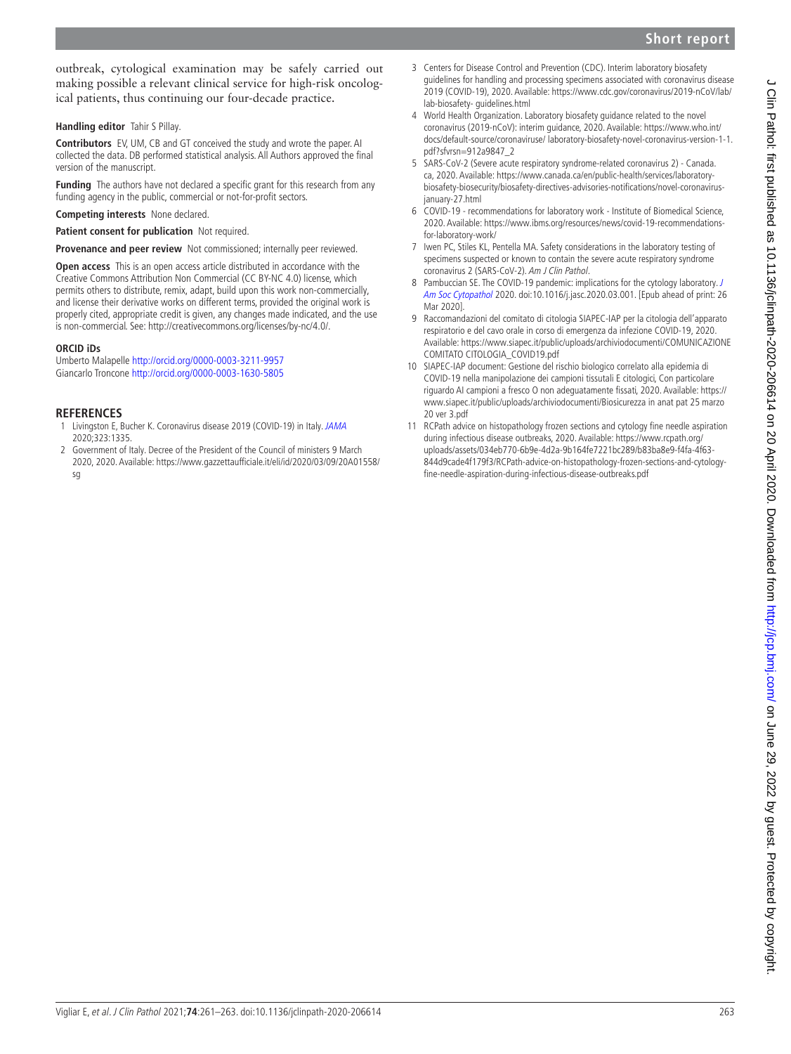outbreak, cytological examination may be safely carried out making possible a relevant clinical service for high-risk oncological patients, thus continuing our four-decade practice.

**Handling editor** Tahir S Pillay.

**Contributors** EV, UM, CB and GT conceived the study and wrote the paper. AI collected the data. DB performed statistical analysis. All Authors approved the final version of the manuscript.

**Funding** The authors have not declared a specific grant for this research from any funding agency in the public, commercial or not-for-profit sectors.

**Competing interests** None declared.

**Patient consent for publication** Not required.

**Provenance and peer review** Not commissioned; internally peer reviewed.

**Open access** This is an open access article distributed in accordance with the Creative Commons Attribution Non Commercial (CC BY-NC 4.0) license, which permits others to distribute, remix, adapt, build upon this work non-commercially, and license their derivative works on different terms, provided the original work is properly cited, appropriate credit is given, any changes made indicated, and the use is non-commercial. See: http://creativecommons.org/licenses/by-nc/4.0/.

**ORCID iDs**

Umberto Malapelle http://orcid.org/0000-0003-3211-9957
Giancarlo Troncone http://orcid.org/0000-0003-1630-5805

## REFERENCES

1. Livingston E, Bucher K. Coronavirus disease 2019 (COVID-19) in Italy. *JAMA* 2020;323:1335.
2. Government of Italy. Decree of the President of the Council of ministers 9 March 2020, 2020. Available: https://www.gazzettaufficiale.it/eli/id/2020/03/09/20A01558/sg
3. Centers for Disease Control and Prevention (CDC). Interim laboratory biosafety guidelines for handling and processing specimens associated with coronavirus disease 2019 (COVID-19), 2020. Available: https://www.cdc.gov/coronavirus/2019-nCoV/lab/lab-biosafety- guidelines.html
4. World Health Organization. Laboratory biosafety guidance related to the novel coronavirus (2019-nCoV): interim guidance, 2020. Available: https://www.who.int/docs/default-source/coronaviruse/ laboratory-biosafety-novel-coronavirus-version-1-1.pdf?sfvrsn=912a9847_2
5. SARS-CoV-2 (Severe acute respiratory syndrome-related coronavirus 2) - Canada.ca, 2020. Available: https://www.canada.ca/en/public-health/services/laboratory-biosafety-biosecurity/biosafety-directives-advisories-notifications/novel-coronavirus-january-27.html
6. COVID-19 - recommendations for laboratory work - Institute of Biomedical Science, 2020. Available: https://www.ibms.org/resources/news/covid-19-recommendations-for-laboratory-work/
7. Iwen PC, Stiles KL, Pentella MA. Safety considerations in the laboratory testing of specimens suspected or known to contain the severe acute respiratory syndrome coronavirus 2 (SARS-CoV-2). *Am J Clin Pathol*.
8. Pambuccian SE. The COVID-19 pandemic: implications for the cytology laboratory. *J Am Soc Cytopathol* 2020. doi:10.1016/j.jasc.2020.03.001. [Epub ahead of print: 26 Mar 2020].
9. Raccomandazioni del comitato di citologia SIAPEC-IAP per la citologia dell'apparato respiratorio e del cavo orale in corso di emergenza da infezione COVID-19, 2020. Available: https://www.siapec.it/public/uploads/archiviodocumenti/COMUNICAZIONE COMITATO CITOLOGIA_COVID19.pdf
10. SIAPEC-IAP document: Gestione del rischio biologico correlato alla epidemia di COVID-19 nella manipolazione dei campioni tissutali E citologici, Con particolare riguardo AI campioni a fresco O non adeguatamente fissati, 2020. Available: https://www.siapec.it/public/uploads/archiviodocumenti/Biosicurezza in anat pat 25 marzo 20 ver 3.pdf
11. RCPath advice on histopathology frozen sections and cytology fine needle aspiration during infectious disease outbreaks, 2020. Available: https://www.rcpath.org/uploads/assets/034eb770-6b9e-4d2a-9b164fe7221bc289/b83ba8e9-f4fa-4f63-844d9cade4f179f3/RCPath-advice-on-histopathology-frozen-sections-and-cytology-fine-needle-aspiration-during-infectious-disease-outbreaks.pdf